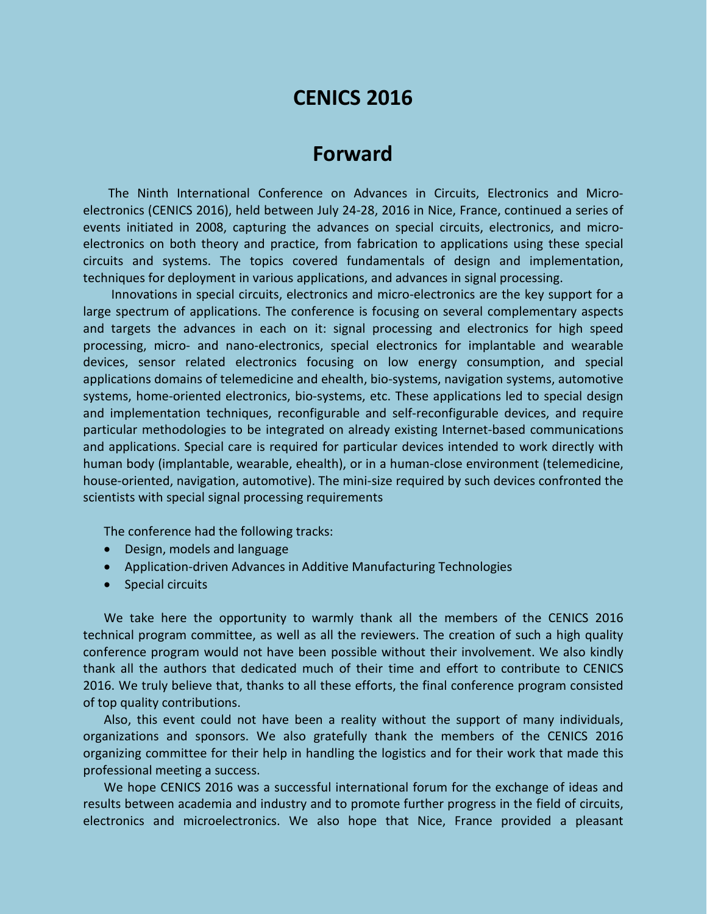# CENICS 2016

## Forward

The Ninth International Conference on Advances in Circuits, Electronics and Micro-electronics (CENICS 2016), held between July 24-28, 2016 in Nice, France, continued a series of events initiated in 2008, capturing the advances on special circuits, electronics, and micro-electronics on both theory and practice, from fabrication to applications using these special circuits and systems. The topics covered fundamentals of design and implementation, techniques for deployment in various applications, and advances in signal processing.

Innovations in special circuits, electronics and micro-electronics are the key support for a large spectrum of applications. The conference is focusing on several complementary aspects and targets the advances in each on it: signal processing and electronics for high speed processing, micro- and nano-electronics, special electronics for implantable and wearable devices, sensor related electronics focusing on low energy consumption, and special applications domains of telemedicine and ehealth, bio-systems, navigation systems, automotive systems, home-oriented electronics, bio-systems, etc. These applications led to special design and implementation techniques, reconfigurable and self-reconfigurable devices, and require particular methodologies to be integrated on already existing Internet-based communications and applications. Special care is required for particular devices intended to work directly with human body (implantable, wearable, ehealth), or in a human-close environment (telemedicine, house-oriented, navigation, automotive). The mini-size required by such devices confronted the scientists with special signal processing requirements

The conference had the following tracks:

- Design, models and language
- Application-driven Advances in Additive Manufacturing Technologies
- Special circuits

We take here the opportunity to warmly thank all the members of the CENICS 2016 technical program committee, as well as all the reviewers. The creation of such a high quality conference program would not have been possible without their involvement. We also kindly thank all the authors that dedicated much of their time and effort to contribute to CENICS 2016. We truly believe that, thanks to all these efforts, the final conference program consisted of top quality contributions.

Also, this event could not have been a reality without the support of many individuals, organizations and sponsors. We also gratefully thank the members of the CENICS 2016 organizing committee for their help in handling the logistics and for their work that made this professional meeting a success.

We hope CENICS 2016 was a successful international forum for the exchange of ideas and results between academia and industry and to promote further progress in the field of circuits, electronics and microelectronics. We also hope that Nice, France provided a pleasant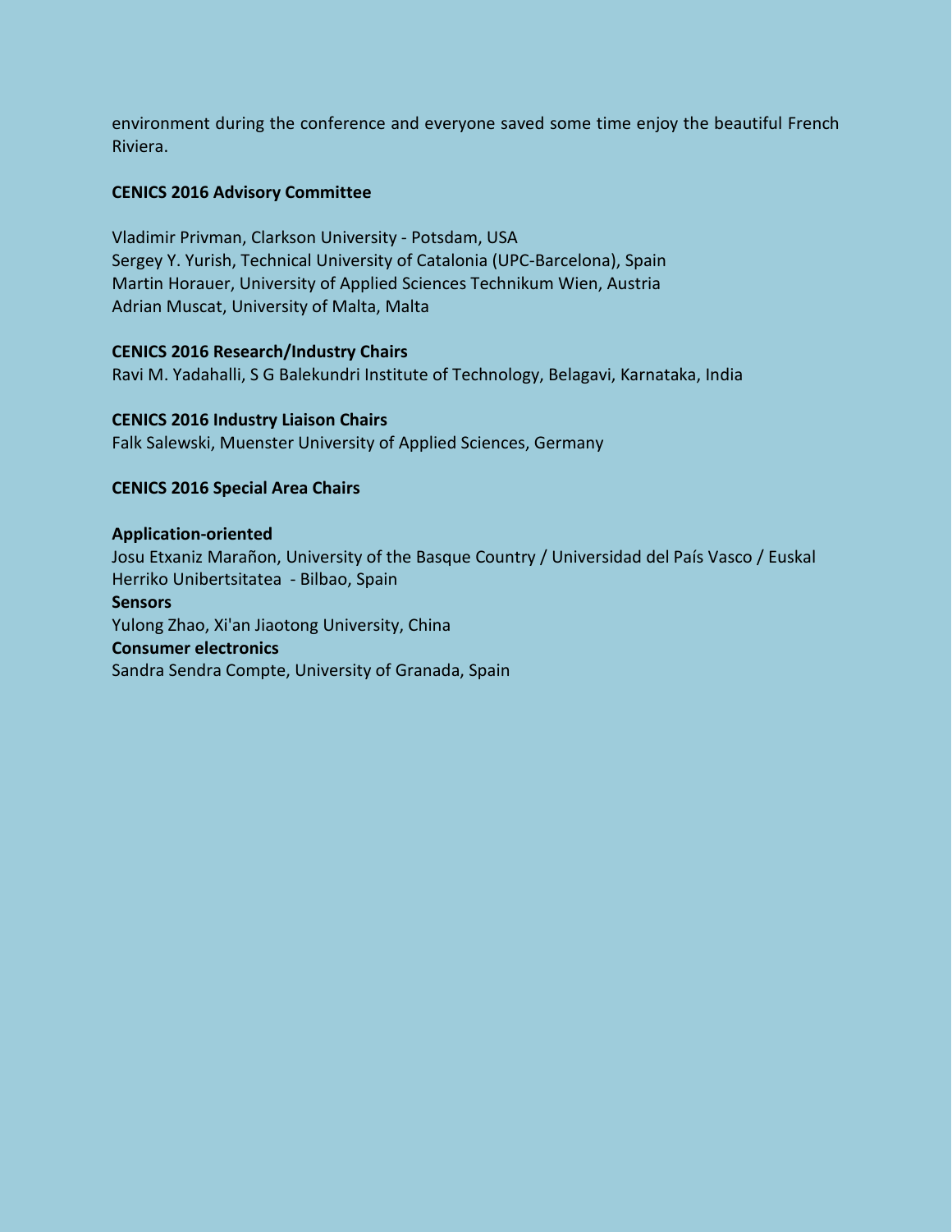environment during the conference and everyone saved some time enjoy the beautiful French Riviera.

**CENICS 2016 Advisory Committee**

Vladimir Privman, Clarkson University - Potsdam, USA
Sergey Y. Yurish, Technical University of Catalonia (UPC-Barcelona), Spain
Martin Horauer, University of Applied Sciences Technikum Wien, Austria
Adrian Muscat, University of Malta, Malta

**CENICS 2016 Research/Industry Chairs**
Ravi M. Yadahalli, S G Balekundri Institute of Technology, Belagavi, Karnataka, India

**CENICS 2016 Industry Liaison Chairs**
Falk Salewski, Muenster University of Applied Sciences, Germany

**CENICS 2016 Special Area Chairs**

**Application-oriented**
Josu Etxaniz Marañon, University of the Basque Country / Universidad del País Vasco / Euskal Herriko Unibertsitatea - Bilbao, Spain
**Sensors**
Yulong Zhao, Xi'an Jiaotong University, China
**Consumer electronics**
Sandra Sendra Compte, University of Granada, Spain